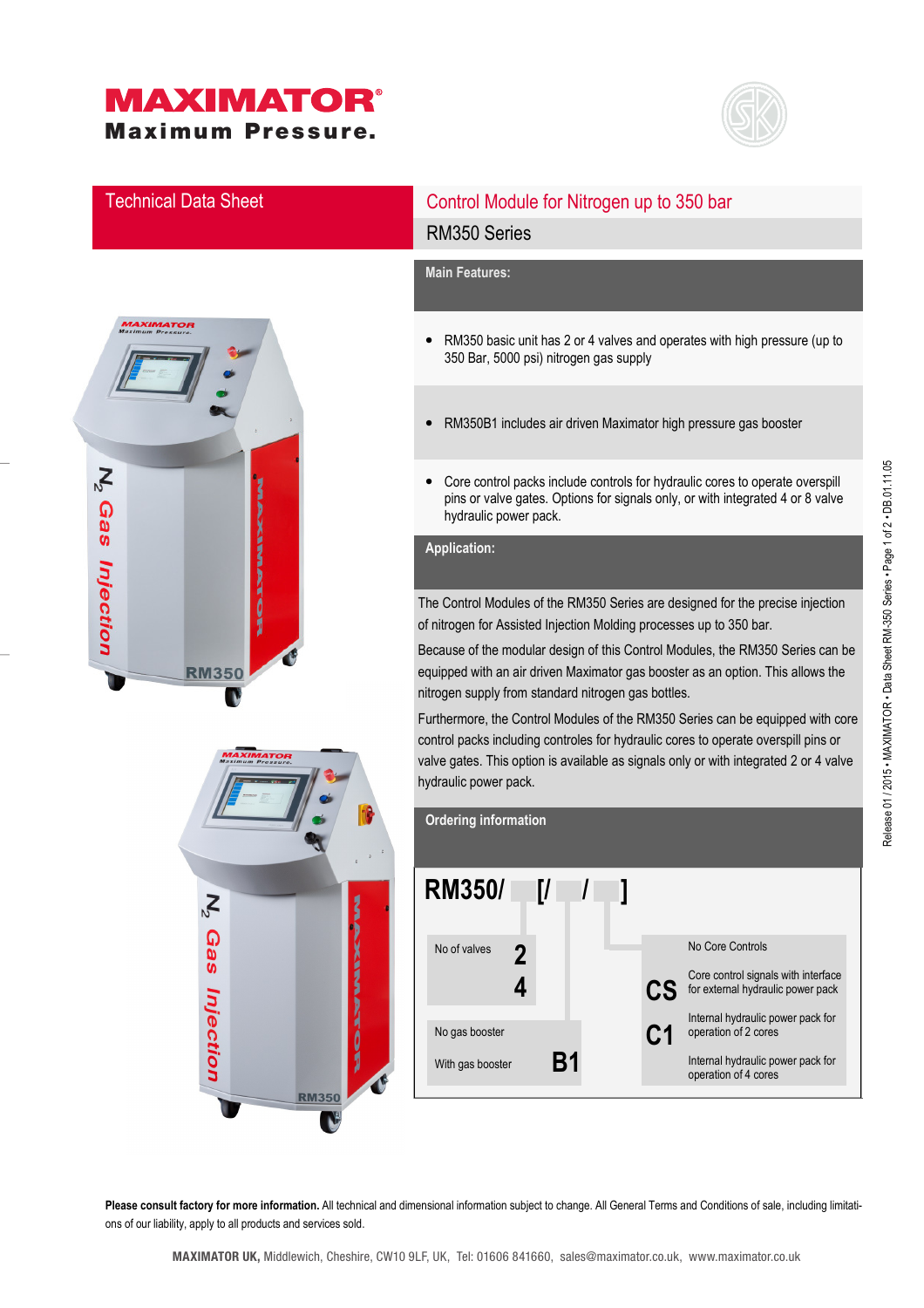# MAXIMATOR®
**Maximum Pressure.**

Technical Data Sheet

## Control Module for Nitrogen up to 350 bar
### RM350 Series

**Main Features:**

- RM350 basic unit has 2 or 4 valves and operates with high pressure (up to 350 Bar, 5000 psi) nitrogen gas supply
- RM350B1 includes air driven Maximator high pressure gas booster
- Core control packs include controls for hydraulic cores to operate overspill pins or valve gates. Options for signals only, or with integrated 4 or 8 valve hydraulic power pack.

**Application:**

The Control Modules of the RM350 Series are designed for the precise injection of nitrogen for Assisted Injection Molding processes up to 350 bar.

Because of the modular design of this Control Modules, the RM350 Series can be equipped with an air driven Maximator gas booster as an option. This allows the nitrogen supply from standard nitrogen gas bottles.

Furthermore, the Control Modules of the RM350 Series can be equipped with core control packs including controles for hydraulic cores to operate overspill pins or valve gates. This option is available as signals only or with integrated 2 or 4 valve hydraulic power pack.

**Ordering information**

**RM350/ __ [/ __ / __ ]**

| Option | Code |
|---|---|
| No of valves | 2 |
| | 4 |
| No gas booster | |
| With gas booster | B1 |

| Option | Code |
|---|---|
| No Core Controls | |
| Core control signals with interface for external hydraulic power pack | CS |
| Internal hydraulic power pack for operation of 2 cores | C1 |
| Internal hydraulic power pack for operation of 4 cores | |

**Please consult factory for more information.** All technical and dimensional information subject to change. All General Terms and Conditions of sale, including limitations of our liability, apply to all products and services sold.

**MAXIMATOR UK,** Middlewich, Cheshire, CW10 9LF, UK, Tel: 01606 841660, sales@maximator.co.uk, www.maximator.co.uk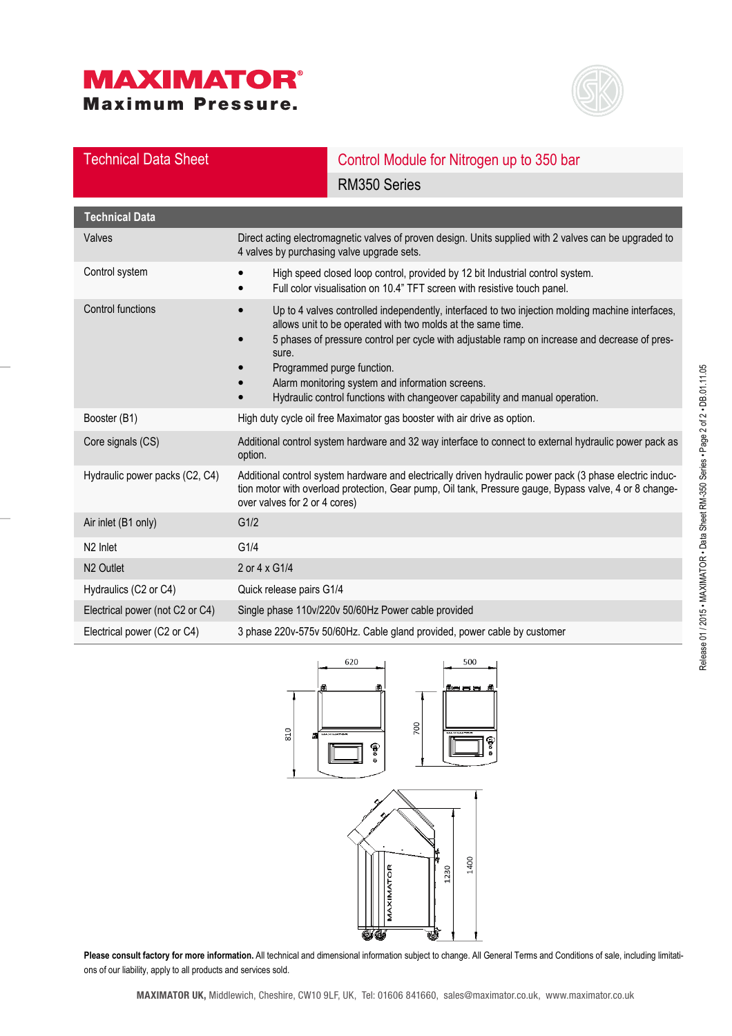# MAXIMATOR®

**Maximum Pressure.**

## Technical Data Sheet

## Control Module for Nitrogen up to 350 bar

### RM350 Series

| Technical Data | |
|---|---|
| Valves | Direct acting electromagnetic valves of proven design. Units supplied with 2 valves can be upgraded to 4 valves by purchasing valve upgrade sets. |
| Control system | • High speed closed loop control, provided by 12 bit Industrial control system.<br>• Full color visualisation on 10.4" TFT screen with resistive touch panel. |
| Control functions | • Up to 4 valves controlled independently, interfaced to two injection molding machine interfaces, allows unit to be operated with two molds at the same time.<br>• 5 phases of pressure control per cycle with adjustable ramp on increase and decrease of pressure.<br>• Programmed purge function.<br>• Alarm monitoring system and information screens.<br>• Hydraulic control functions with changeover capability and manual operation. |
| Booster (B1) | High duty cycle oil free Maximator gas booster with air drive as option. |
| Core signals (CS) | Additional control system hardware and 32 way interface to connect to external hydraulic power pack as option. |
| Hydraulic power packs (C2, C4) | Additional control system hardware and electrically driven hydraulic power pack (3 phase electric induction motor with overload protection, Gear pump, Oil tank, Pressure gauge, Bypass valve, 4 or 8 changeover valves for 2 or 4 cores) |
| Air inlet (B1 only) | G1/2 |
| N2 Inlet | G1/4 |
| N2 Outlet | 2 or 4 x G1/4 |
| Hydraulics (C2 or C4) | Quick release pairs G1/4 |
| Electrical power (not C2 or C4) | Single phase 110v/220v 50/60Hz Power cable provided |
| Electrical power (C2 or C4) | 3 phase 220v-575v 50/60Hz. Cable gland provided, power cable by customer |

620
500
810
700
1230
1400
MAXIMATOR

**Please consult factory for more information.** All technical and dimensional information subject to change. All General Terms and Conditions of sale, including limitations of our liability, apply to all products and services sold.

**MAXIMATOR UK,** Middlewich, Cheshire, CW10 9LF, UK, Tel: 01606 841660, sales@maximator.co.uk, www.maximator.co.uk

Release 01 / 2015 • MAXIMATOR • Data Sheet RM-350 Series • DB.01.11.05